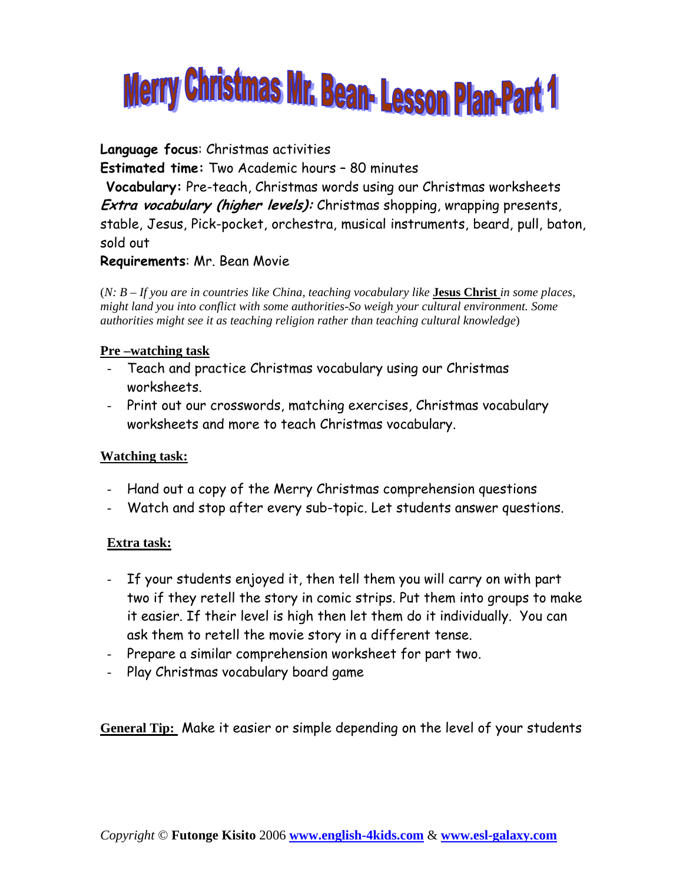# Merry Christmas Mr. Bean- Lesson Plan-Part 1

**Language focus**: Christmas activities

**Estimated time:** Two Academic hours – 80 minutes

**Vocabulary:** Pre-teach, Christmas words using our Christmas worksheets

***Extra vocabulary (higher levels):*** Christmas shopping, wrapping presents, stable, Jesus, Pick-pocket, orchestra, musical instruments, beard, pull, baton, sold out

**Requirements**: Mr. Bean Movie

(*N: B – If you are in countries like China, teaching vocabulary like* **Jesus Christ** *in some places, might land you into conflict with some authorities-So weigh your cultural environment. Some authorities might see it as teaching religion rather than teaching cultural knowledge*)

**Pre –watching task**

- Teach and practice Christmas vocabulary using our Christmas worksheets.
- Print out our crosswords, matching exercises, Christmas vocabulary worksheets and more to teach Christmas vocabulary.

**Watching task:**

- Hand out a copy of the Merry Christmas comprehension questions
- Watch and stop after every sub-topic. Let students answer questions.

**Extra task:**

- If your students enjoyed it, then tell them you will carry on with part two if they retell the story in comic strips. Put them into groups to make it easier. If their level is high then let them do it individually. You can ask them to retell the movie story in a different tense.
- Prepare a similar comprehension worksheet for part two.
- Play Christmas vocabulary board game

**General Tip:** Make it easier or simple depending on the level of your students

*Copyright* © **Futonge Kisito** 2006 **www.english-4kids.com** & **www.esl-galaxy.com**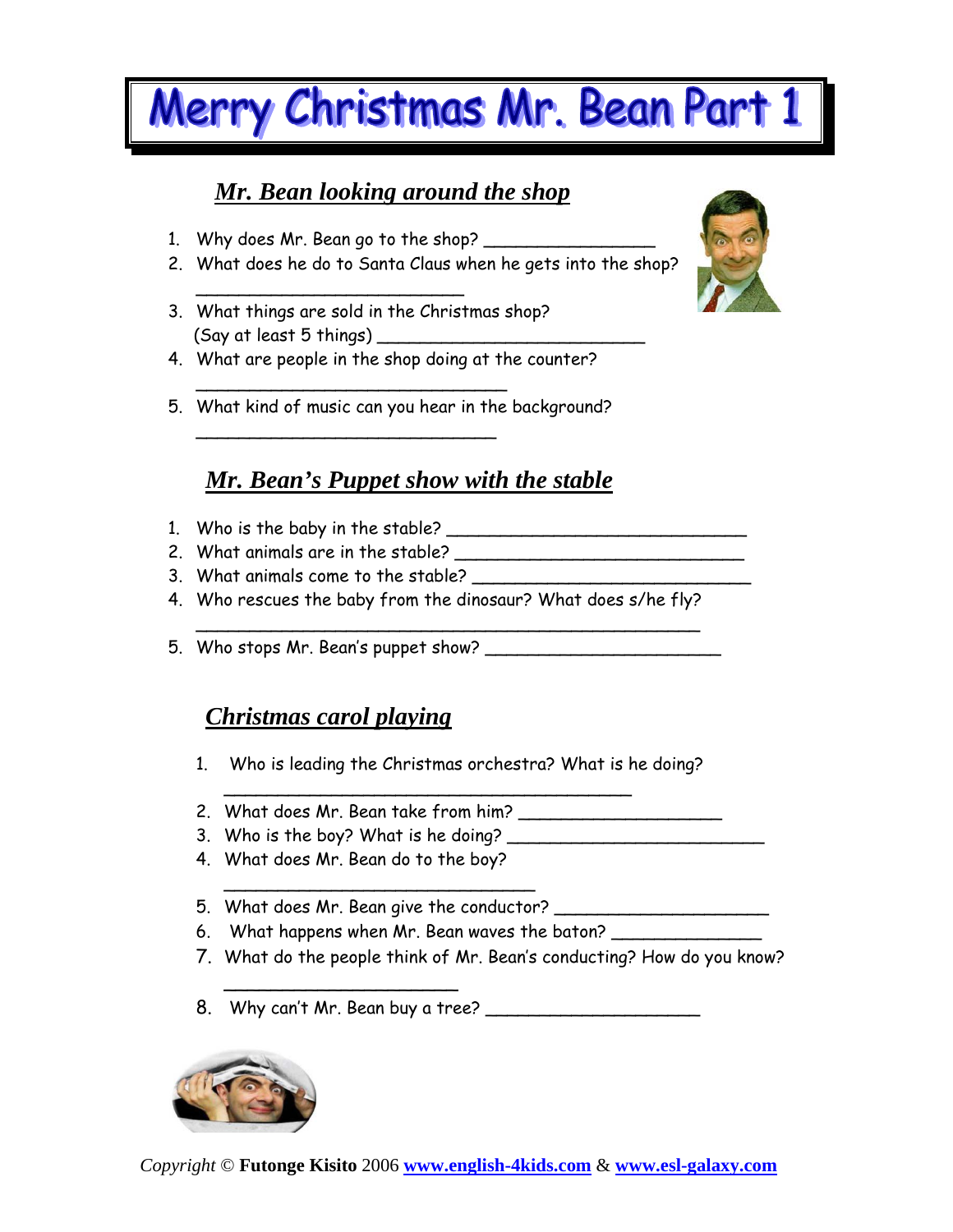# Merry Christmas Mr. Bean Part 1

## *Mr. Bean looking around the shop*

1. Why does Mr. Bean go to the shop? ________________
2. What does he do to Santa Claus when he gets into the shop? _________________________
3. What things are sold in the Christmas shop? (Say at least 5 things) _________________________
4. What are people in the shop doing at the counter? _____________________________
5. What kind of music can you hear in the background? ____________________________

## *Mr. Bean's Puppet show with the stable*

1. Who is the baby in the stable? ___________________________
2. What animals are in the stable? ___________________________
3. What animals come to the stable? __________________________
4. Who rescues the baby from the dinosaur? What does s/he fly? _______________________________________________
5. Who stops Mr. Bean's puppet show? ______________________

## *Christmas carol playing*

1. Who is leading the Christmas orchestra? What is he doing? ______________________________________
2. What does Mr. Bean take from him? ___________________
3. Who is the boy? What is he doing? ________________________
4. What does Mr. Bean do to the boy? _____________________________
5. What does Mr. Bean give the conductor? ____________________
6. What happens when Mr. Bean waves the baton? ______________
7. What do the people think of Mr. Bean's conducting? How do you know? ______________________
8. Why can't Mr. Bean buy a tree? ____________________

*Copyright* © **Futonge Kisito** 2006 **www.english-4kids.com** & **www.esl-galaxy.com**